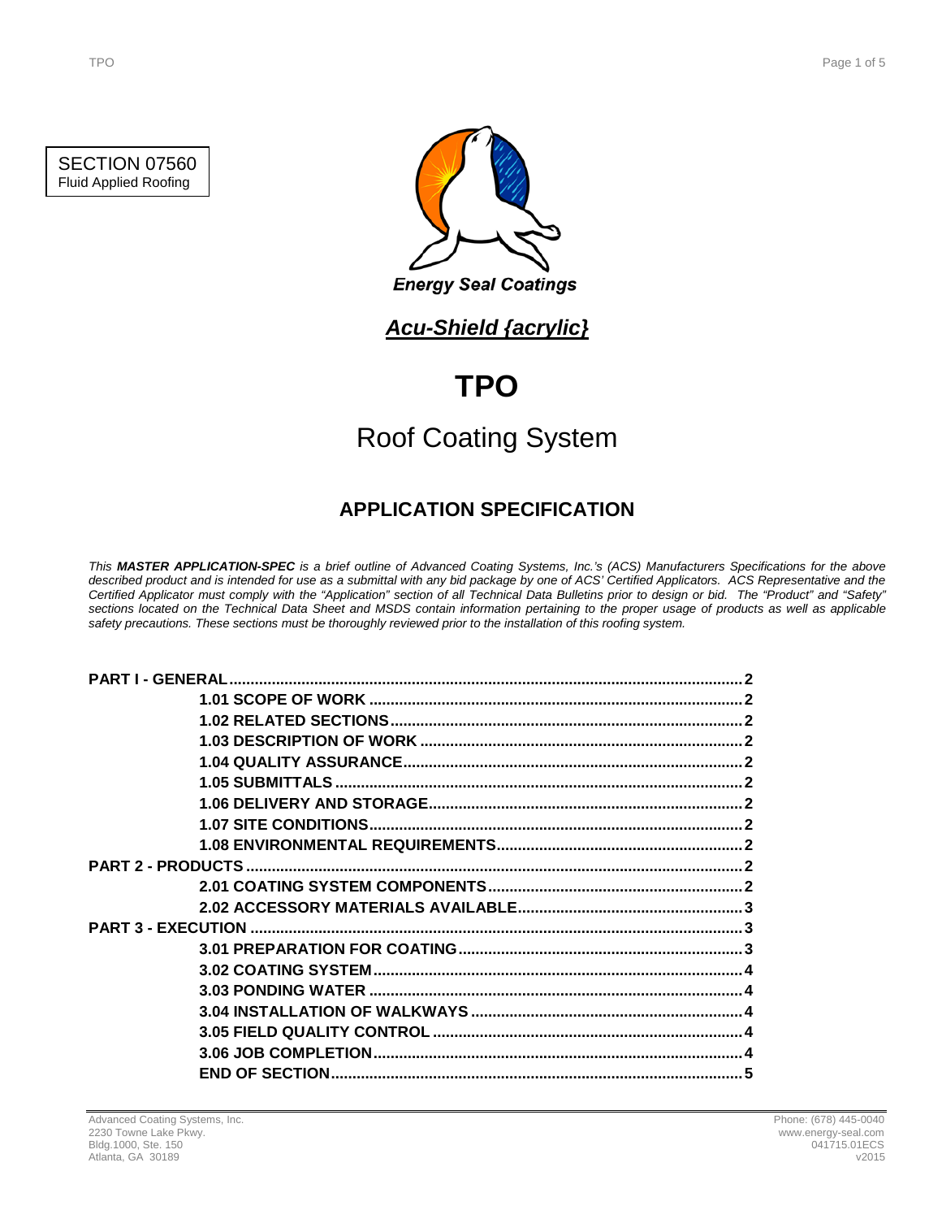SECTION 07560
Fluid Applied Roofing

Energy Seal Coatings

***Acu-Shield {acrylic}***

# TPO

## Roof Coating System

### APPLICATION SPECIFICATION

*This **MASTER APPLICATION-SPEC** is a brief outline of Advanced Coating Systems, Inc.'s (ACS) Manufacturers Specifications for the above described product and is intended for use as a submittal with any bid package by one of ACS' Certified Applicators. ACS Representative and the Certified Applicator must comply with the "Application" section of all Technical Data Bulletins prior to design or bid. The "Product" and "Safety" sections located on the Technical Data Sheet and MSDS contain information pertaining to the proper usage of products as well as applicable safety precautions. These sections must be thoroughly reviewed prior to the installation of this roofing system.*

**PART I - GENERAL** .......... 2
- **1.01 SCOPE OF WORK** .......... 2
- **1.02 RELATED SECTIONS** .......... 2
- **1.03 DESCRIPTION OF WORK** .......... 2
- **1.04 QUALITY ASSURANCE** .......... 2
- **1.05 SUBMITTALS** .......... 2
- **1.06 DELIVERY AND STORAGE** .......... 2
- **1.07 SITE CONDITIONS** .......... 2
- **1.08 ENVIRONMENTAL REQUIREMENTS** .......... 2

**PART 2 - PRODUCTS** .......... 2
- **2.01 COATING SYSTEM COMPONENTS** .......... 2
- **2.02 ACCESSORY MATERIALS AVAILABLE** .......... 3

**PART 3 - EXECUTION** .......... 3
- **3.01 PREPARATION FOR COATING** .......... 3
- **3.02 COATING SYSTEM** .......... 4
- **3.03 PONDING WATER** .......... 4
- **3.04 INSTALLATION OF WALKWAYS** .......... 4
- **3.05 FIELD QUALITY CONTROL** .......... 4
- **3.06 JOB COMPLETION** .......... 4
- **END OF SECTION** .......... 5

Advanced Coating Systems, Inc.
2230 Towne Lake Pkwy.
Bldg.1000, Ste. 150
Atlanta, GA 30189

Phone: (678) 445-0040
www.energy-seal.com
041715.01ECS
v2015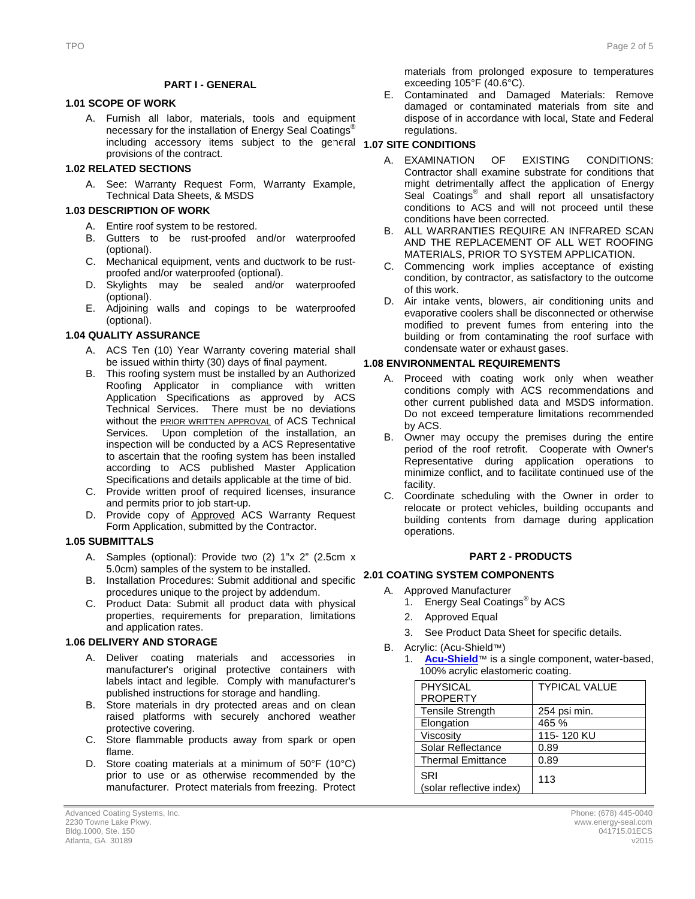## PART I - GENERAL

### 1.01 SCOPE OF WORK

A. Furnish all labor, materials, tools and equipment necessary for the installation of Energy Seal Coatings® including accessory items subject to the general provisions of the contract.

### 1.02 RELATED SECTIONS

A. See: Warranty Request Form, Warranty Example, Technical Data Sheets, & MSDS

### 1.03 DESCRIPTION OF WORK

A. Entire roof system to be restored.
B. Gutters to be rust-proofed and/or waterproofed (optional).
C. Mechanical equipment, vents and ductwork to be rust-proofed and/or waterproofed (optional).
D. Skylights may be sealed and/or waterproofed (optional).
E. Adjoining walls and copings to be waterproofed (optional).

### 1.04 QUALITY ASSURANCE

A. ACS Ten (10) Year Warranty covering material shall be issued within thirty (30) days of final payment.
B. This roofing system must be installed by an Authorized Roofing Applicator in compliance with written Application Specifications as approved by ACS Technical Services. There must be no deviations without the PRIOR WRITTEN APPROVAL of ACS Technical Services. Upon completion of the installation, an inspection will be conducted by a ACS Representative to ascertain that the roofing system has been installed according to ACS published Master Application Specifications and details applicable at the time of bid.
C. Provide written proof of required licenses, insurance and permits prior to job start-up.
D. Provide copy of Approved ACS Warranty Request Form Application, submitted by the Contractor.

### 1.05 SUBMITTALS

A. Samples (optional): Provide two (2) 1"x 2" (2.5cm x 5.0cm) samples of the system to be installed.
B. Installation Procedures: Submit additional and specific procedures unique to the project by addendum.
C. Product Data: Submit all product data with physical properties, requirements for preparation, limitations and application rates.

### 1.06 DELIVERY AND STORAGE

A. Deliver coating materials and accessories in manufacturer's original protective containers with labels intact and legible. Comply with manufacturer's published instructions for storage and handling.
B. Store materials in dry protected areas and on clean raised platforms with securely anchored weather protective covering.
C. Store flammable products away from spark or open flame.
D. Store coating materials at a minimum of 50°F (10°C) prior to use or as otherwise recommended by the manufacturer. Protect materials from freezing. Protect materials from prolonged exposure to temperatures exceeding 105°F (40.6°C).
E. Contaminated and Damaged Materials: Remove damaged or contaminated materials from site and dispose of in accordance with local, State and Federal regulations.

### 1.07 SITE CONDITIONS

A. EXAMINATION OF EXISTING CONDITIONS: Contractor shall examine substrate for conditions that might detrimentally affect the application of Energy Seal Coatings® and shall report all unsatisfactory conditions to ACS and will not proceed until these conditions have been corrected.
B. ALL WARRANTIES REQUIRE AN INFRARED SCAN AND THE REPLACEMENT OF ALL WET ROOFING MATERIALS, PRIOR TO SYSTEM APPLICATION.
C. Commencing work implies acceptance of existing condition, by contractor, as satisfactory to the outcome of this work.
D. Air intake vents, blowers, air conditioning units and evaporative coolers shall be disconnected or otherwise modified to prevent fumes from entering into the building or from contaminating the roof surface with condensate water or exhaust gases.

### 1.08 ENVIRONMENTAL REQUIREMENTS

A. Proceed with coating work only when weather conditions comply with ACS recommendations and other current published data and MSDS information. Do not exceed temperature limitations recommended by ACS.
B. Owner may occupy the premises during the entire period of the roof retrofit. Cooperate with Owner's Representative during application operations to minimize conflict, and to facilitate continued use of the facility.
C. Coordinate scheduling with the Owner in order to relocate or protect vehicles, building occupants and building contents from damage during application operations.

## PART 2 - PRODUCTS

### 2.01 COATING SYSTEM COMPONENTS

A. Approved Manufacturer
   1. Energy Seal Coatings® by ACS
   2. Approved Equal
   3. See Product Data Sheet for specific details.
B. Acrylic: (Acu-Shield™)
   1. **Acu-Shield**™ is a single component, water-based, 100% acrylic elastomeric coating.

| PHYSICAL PROPERTY | TYPICAL VALUE |
|---|---|
| Tensile Strength | 254 psi min. |
| Elongation | 465 % |
| Viscosity | 115- 120 KU |
| Solar Reflectance | 0.89 |
| Thermal Emittance | 0.89 |
| SRI (solar reflective index) | 113 |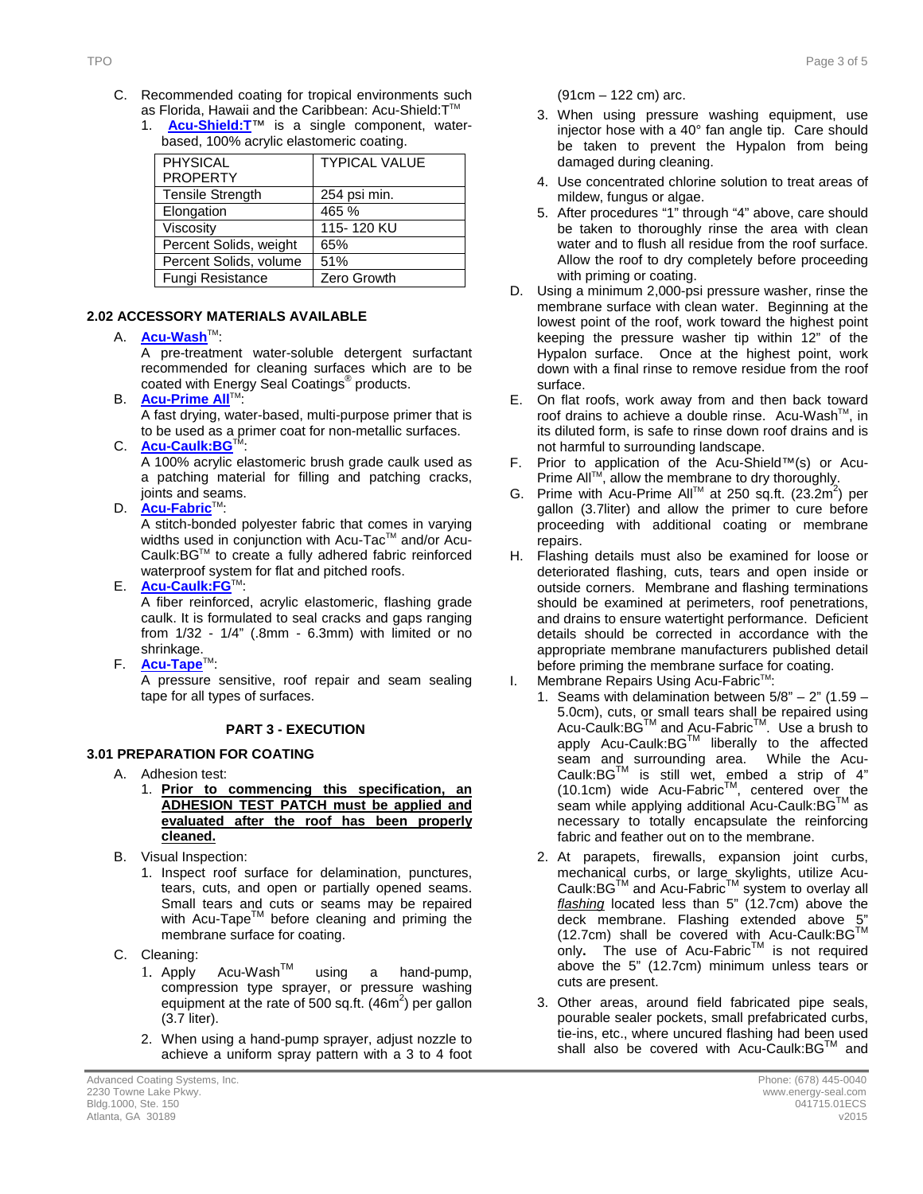C. Recommended coating for tropical environments such as Florida, Hawaii and the Caribbean: Acu-Shield:T™

1. **Acu-Shield:T**™ is a single component, water-based, 100% acrylic elastomeric coating.

| PHYSICAL PROPERTY | TYPICAL VALUE |
|---|---|
| Tensile Strength | 254 psi min. |
| Elongation | 465 % |
| Viscosity | 115- 120 KU |
| Percent Solids, weight | 65% |
| Percent Solids, volume | 51% |
| Fungi Resistance | Zero Growth |

### 2.02 ACCESSORY MATERIALS AVAILABLE

A. **Acu-Wash**™:
A pre-treatment water-soluble detergent surfactant recommended for cleaning surfaces which are to be coated with Energy Seal Coatings® products.

B. **Acu-Prime All**™:
A fast drying, water-based, multi-purpose primer that is to be used as a primer coat for non-metallic surfaces.

C. **Acu-Caulk:BG**™:
A 100% acrylic elastomeric brush grade caulk used as a patching material for filling and patching cracks, joints and seams.

D. **Acu-Fabric**™:
A stitch-bonded polyester fabric that comes in varying widths used in conjunction with Acu-Tac™ and/or Acu-Caulk:BG™ to create a fully adhered fabric reinforced waterproof system for flat and pitched roofs.

E. **Acu-Caulk:FG**™:
A fiber reinforced, acrylic elastomeric, flashing grade caulk. It is formulated to seal cracks and gaps ranging from 1/32 - 1/4" (.8mm - 6.3mm) with limited or no shrinkage.

F. **Acu-Tape**™:
A pressure sensitive, roof repair and seam sealing tape for all types of surfaces.

## PART 3 - EXECUTION

### 3.01 PREPARATION FOR COATING

A. Adhesion test:

1. **Prior to commencing this specification, an ADHESION TEST PATCH must be applied and evaluated after the roof has been properly cleaned.**

B. Visual Inspection:

1. Inspect roof surface for delamination, punctures, tears, cuts, and open or partially opened seams. Small tears and cuts or seams may be repaired with Acu-Tape™ before cleaning and priming the membrane surface for coating.

C. Cleaning:

1. Apply Acu-Wash™ using a hand-pump, compression type sprayer, or pressure washing equipment at the rate of 500 sq.ft. (46m²) per gallon (3.7 liter).
2. When using a hand-pump sprayer, adjust nozzle to achieve a uniform spray pattern with a 3 to 4 foot (91cm – 122 cm) arc.
3. When using pressure washing equipment, use injector hose with a 40° fan angle tip. Care should be taken to prevent the Hypalon from being damaged during cleaning.
4. Use concentrated chlorine solution to treat areas of mildew, fungus or algae.
5. After procedures "1" through "4" above, care should be taken to thoroughly rinse the area with clean water and to flush all residue from the roof surface. Allow the roof to dry completely before proceeding with priming or coating.

D. Using a minimum 2,000-psi pressure washer, rinse the membrane surface with clean water. Beginning at the lowest point of the roof, work toward the highest point keeping the pressure washer tip within 12" of the Hypalon surface. Once at the highest point, work down with a final rinse to remove residue from the roof surface.

E. On flat roofs, work away from and then back toward roof drains to achieve a double rinse. Acu-Wash™, in its diluted form, is safe to rinse down roof drains and is not harmful to surrounding landscape.

F. Prior to application of the Acu-Shield™(s) or Acu-Prime All™, allow the membrane to dry thoroughly.

G. Prime with Acu-Prime All™ at 250 sq.ft. (23.2m²) per gallon (3.7liter) and allow the primer to cure before proceeding with additional coating or membrane repairs.

H. Flashing details must also be examined for loose or deteriorated flashing, cuts, tears and open inside or outside corners. Membrane and flashing terminations should be examined at perimeters, roof penetrations, and drains to ensure watertight performance. Deficient details should be corrected in accordance with the appropriate membrane manufacturers published detail before priming the membrane surface for coating.

I. Membrane Repairs Using Acu-Fabric™:

1. Seams with delamination between 5/8" – 2" (1.59 – 5.0cm), cuts, or small tears shall be repaired using Acu-Caulk:BG™ and Acu-Fabric™. Use a brush to apply Acu-Caulk:BG™ liberally to the affected seam and surrounding area. While the Acu-Caulk:BG™ is still wet, embed a strip of 4" (10.1cm) wide Acu-Fabric™, centered over the seam while applying additional Acu-Caulk:BG™ as necessary to totally encapsulate the reinforcing fabric and feather out on to the membrane.
2. At parapets, firewalls, expansion joint curbs, mechanical curbs, or large skylights, utilize Acu-Caulk:BG™ and Acu-Fabric™ system to overlay all *flashing* located less than 5" (12.7cm) above the deck membrane. Flashing extended above 5" (12.7cm) shall be covered with Acu-Caulk:BG™ only**.** The use of Acu-Fabric™ is not required above the 5" (12.7cm) minimum unless tears or cuts are present.
3. Other areas, around field fabricated pipe seals, pourable sealer pockets, small prefabricated curbs, tie-ins, etc., where uncured flashing had been used shall also be covered with Acu-Caulk:BG™ and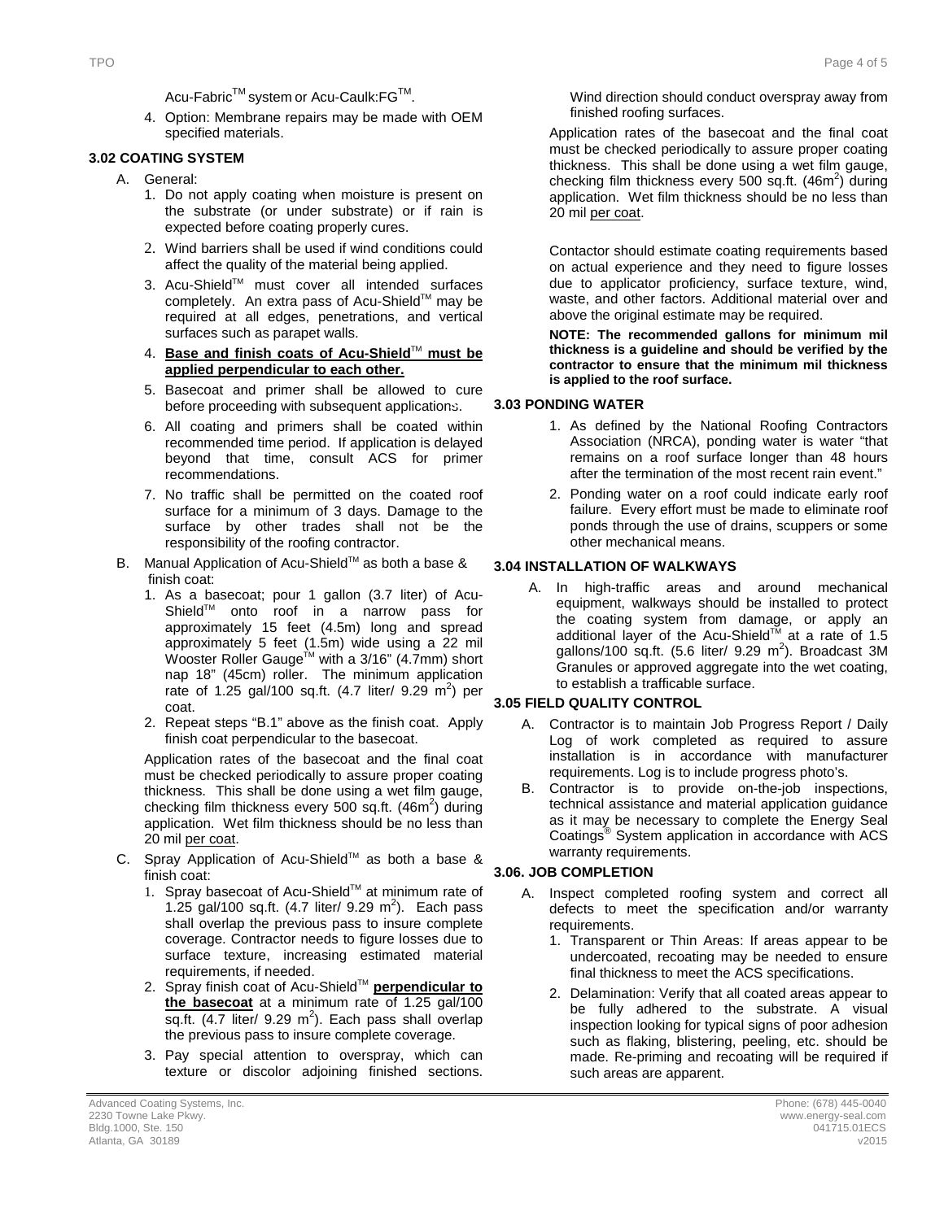Acu-Fabric™ system or Acu-Caulk:FG™.

4. Option: Membrane repairs may be made with OEM specified materials.

### 3.02 COATING SYSTEM

A. General:

1. Do not apply coating when moisture is present on the substrate (or under substrate) or if rain is expected before coating properly cures.
2. Wind barriers shall be used if wind conditions could affect the quality of the material being applied.
3. Acu-Shield™ must cover all intended surfaces completely. An extra pass of Acu-Shield™ may be required at all edges, penetrations, and vertical surfaces such as parapet walls.
4. **Base and finish coats of Acu-Shield™ must be applied perpendicular to each other.**
5. Basecoat and primer shall be allowed to cure before proceeding with subsequent applications.
6. All coating and primers shall be coated within recommended time period. If application is delayed beyond that time, consult ACS for primer recommendations.
7. No traffic shall be permitted on the coated roof surface for a minimum of 3 days. Damage to the surface by other trades shall not be the responsibility of the roofing contractor.

B. Manual Application of Acu-Shield™ as both a base & finish coat:

1. As a basecoat; pour 1 gallon (3.7 liter) of Acu-Shield™ onto roof in a narrow pass for approximately 15 feet (4.5m) long and spread approximately 5 feet (1.5m) wide using a 22 mil Wooster Roller Gauge™ with a 3/16" (4.7mm) short nap 18" (45cm) roller. The minimum application rate of 1.25 gal/100 sq.ft. (4.7 liter/ 9.29 $m^2$) per coat.
2. Repeat steps "B.1" above as the finish coat. Apply finish coat perpendicular to the basecoat.

Application rates of the basecoat and the final coat must be checked periodically to assure proper coating thickness. This shall be done using a wet film gauge, checking film thickness every 500 sq.ft. (46$m^2$) during application. Wet film thickness should be no less than 20 mil per coat.

C. Spray Application of Acu-Shield™ as both a base & finish coat:

1. Spray basecoat of Acu-Shield™ at minimum rate of 1.25 gal/100 sq.ft. (4.7 liter/ 9.29 $m^2$). Each pass shall overlap the previous pass to insure complete coverage. Contractor needs to figure losses due to surface texture, increasing estimated material requirements, if needed.
2. Spray finish coat of Acu-Shield™ **perpendicular to the basecoat** at a minimum rate of 1.25 gal/100 sq.ft. (4.7 liter/ 9.29 $m^2$). Each pass shall overlap the previous pass to insure complete coverage.
3. Pay special attention to overspray, which can texture or discolor adjoining finished sections. Wind direction should conduct overspray away from finished roofing surfaces.

Application rates of the basecoat and the final coat must be checked periodically to assure proper coating thickness. This shall be done using a wet film gauge, checking film thickness every 500 sq.ft. (46$m^2$) during application. Wet film thickness should be no less than 20 mil per coat.

Contactor should estimate coating requirements based on actual experience and they need to figure losses due to applicator proficiency, surface texture, wind, waste, and other factors. Additional material over and above the original estimate may be required.

**NOTE: The recommended gallons for minimum mil thickness is a guideline and should be verified by the contractor to ensure that the minimum mil thickness is applied to the roof surface.**

### 3.03 PONDING WATER

1. As defined by the National Roofing Contractors Association (NRCA), ponding water is water "that remains on a roof surface longer than 48 hours after the termination of the most recent rain event."
2. Ponding water on a roof could indicate early roof failure. Every effort must be made to eliminate roof ponds through the use of drains, scuppers or some other mechanical means.

### 3.04 INSTALLATION OF WALKWAYS

A. In high-traffic areas and around mechanical equipment, walkways should be installed to protect the coating system from damage, or apply an additional layer of the Acu-Shield™ at a rate of 1.5 gallons/100 sq.ft. (5.6 liter/ 9.29 $m^2$). Broadcast 3M Granules or approved aggregate into the wet coating, to establish a trafficable surface.

### 3.05 FIELD QUALITY CONTROL

A. Contractor is to maintain Job Progress Report / Daily Log of work completed as required to assure installation is in accordance with manufacturer requirements. Log is to include progress photo's.

B. Contractor is to provide on-the-job inspections, technical assistance and material application guidance as it may be necessary to complete the Energy Seal Coatings® System application in accordance with ACS warranty requirements.

### 3.06. JOB COMPLETION

A. Inspect completed roofing system and correct all defects to meet the specification and/or warranty requirements.

1. Transparent or Thin Areas: If areas appear to be undercoated, recoating may be needed to ensure final thickness to meet the ACS specifications.
2. Delamination: Verify that all coated areas appear to be fully adhered to the substrate. A visual inspection looking for typical signs of poor adhesion such as flaking, blistering, peeling, etc. should be made. Re-priming and recoating will be required if such areas are apparent.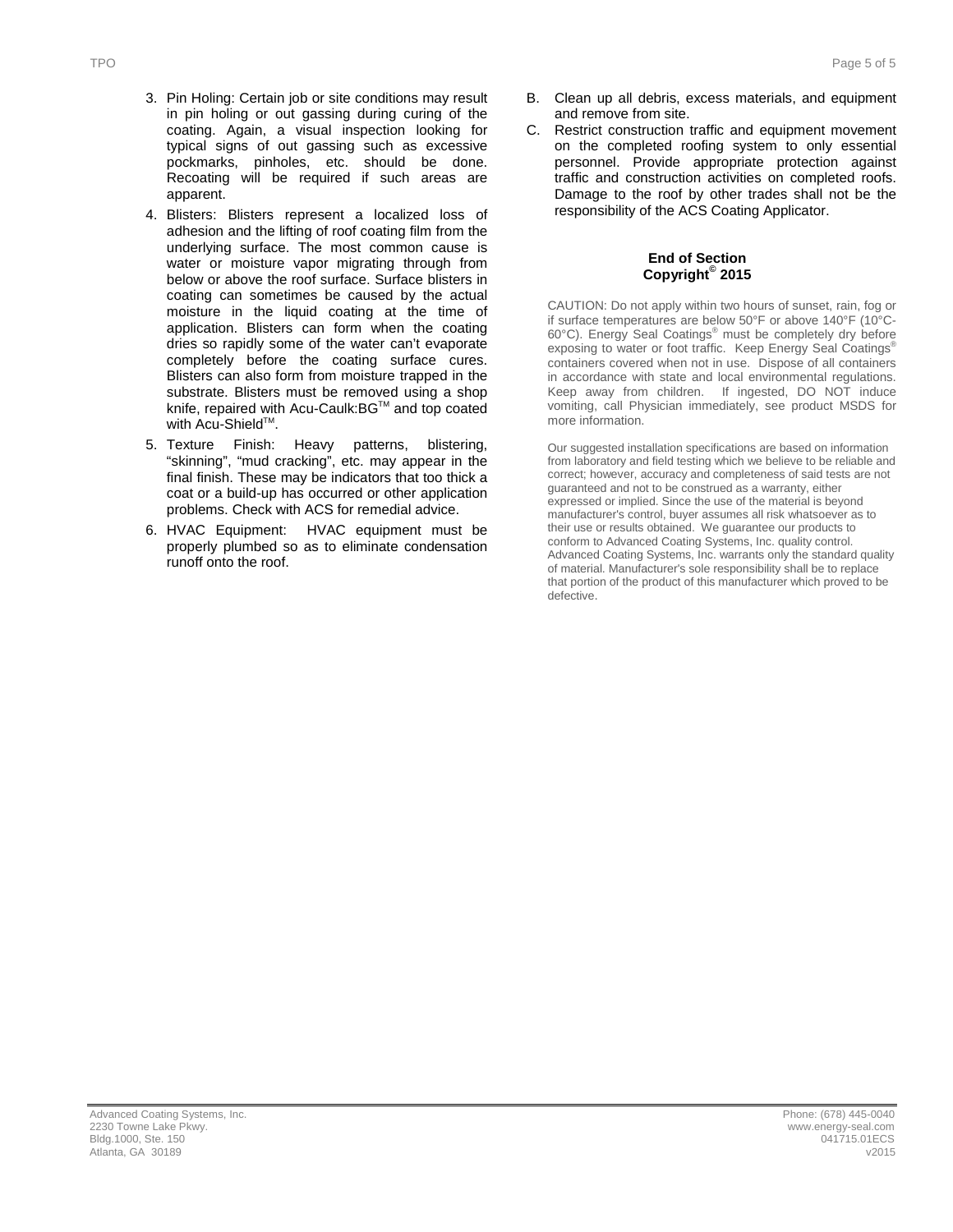3. Pin Holing: Certain job or site conditions may result in pin holing or out gassing during curing of the coating. Again, a visual inspection looking for typical signs of out gassing such as excessive pockmarks, pinholes, etc. should be done. Recoating will be required if such areas are apparent.
4. Blisters: Blisters represent a localized loss of adhesion and the lifting of roof coating film from the underlying surface. The most common cause is water or moisture vapor migrating through from below or above the roof surface. Surface blisters in coating can sometimes be caused by the actual moisture in the liquid coating at the time of application. Blisters can form when the coating dries so rapidly some of the water can't evaporate completely before the coating surface cures. Blisters can also form from moisture trapped in the substrate. Blisters must be removed using a shop knife, repaired with Acu-Caulk:BG™ and top coated with Acu-Shield™.
5. Texture Finish: Heavy patterns, blistering, "skinning", "mud cracking", etc. may appear in the final finish. These may be indicators that too thick a coat or a build-up has occurred or other application problems. Check with ACS for remedial advice.
6. HVAC Equipment: HVAC equipment must be properly plumbed so as to eliminate condensation runoff onto the roof.

B. Clean up all debris, excess materials, and equipment and remove from site.

C. Restrict construction traffic and equipment movement on the completed roofing system to only essential personnel. Provide appropriate protection against traffic and construction activities on completed roofs. Damage to the roof by other trades shall not be the responsibility of the ACS Coating Applicator.

**End of Section**
**Copyright© 2015**

CAUTION: Do not apply within two hours of sunset, rain, fog or if surface temperatures are below 50°F or above 140°F (10°C-60°C). Energy Seal Coatings® must be completely dry before exposing to water or foot traffic. Keep Energy Seal Coatings® containers covered when not in use. Dispose of all containers in accordance with state and local environmental regulations. Keep away from children. If ingested, DO NOT induce vomiting, call Physician immediately, see product MSDS for more information.

Our suggested installation specifications are based on information from laboratory and field testing which we believe to be reliable and correct; however, accuracy and completeness of said tests are not guaranteed and not to be construed as a warranty, either expressed or implied. Since the use of the material is beyond manufacturer's control, buyer assumes all risk whatsoever as to their use or results obtained. We guarantee our products to conform to Advanced Coating Systems, Inc. quality control. Advanced Coating Systems, Inc. warrants only the standard quality of material. Manufacturer's sole responsibility shall be to replace that portion of the product of this manufacturer which proved to be defective.